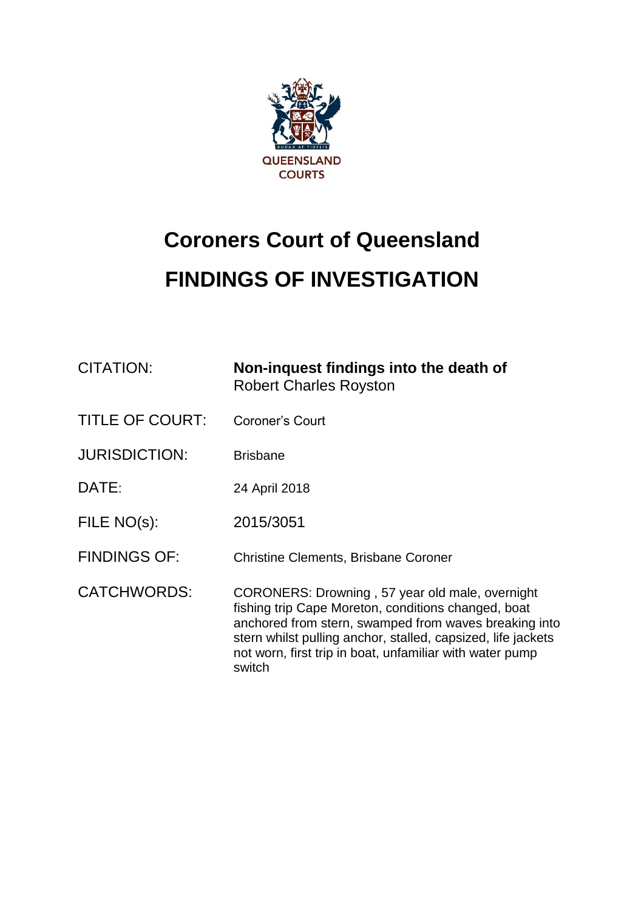QUEENSLAND COURTS

# Coroners Court of Queensland

# FINDINGS OF INVESTIGATION

| | |
|---|---|
| CITATION: | **Non-inquest findings into the death of** Robert Charles Royston |
| TITLE OF COURT: | Coroner's Court |
| JURISDICTION: | Brisbane |
| DATE: | 24 April 2018 |
| FILE NO(s): | 2015/3051 |
| FINDINGS OF: | Christine Clements, Brisbane Coroner |
| CATCHWORDS: | CORONERS: Drowning , 57 year old male, overnight fishing trip Cape Moreton, conditions changed, boat anchored from stern, swamped from waves breaking into stern whilst pulling anchor, stalled, capsized, life jackets not worn, first trip in boat, unfamiliar with water pump switch |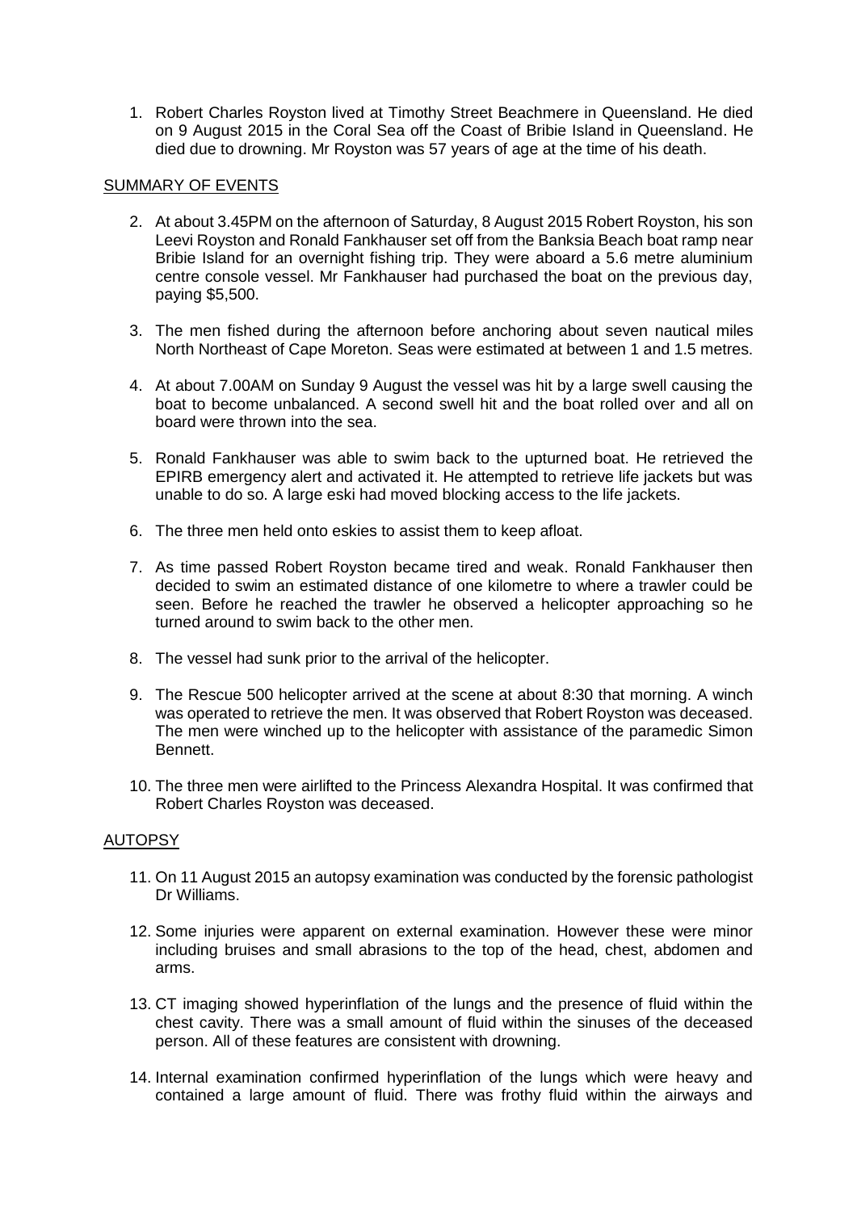1. Robert Charles Royston lived at Timothy Street Beachmere in Queensland. He died on 9 August 2015 in the Coral Sea off the Coast of Bribie Island in Queensland. He died due to drowning. Mr Royston was 57 years of age at the time of his death.

## SUMMARY OF EVENTS

2. At about 3.45PM on the afternoon of Saturday, 8 August 2015 Robert Royston, his son Leevi Royston and Ronald Fankhauser set off from the Banksia Beach boat ramp near Bribie Island for an overnight fishing trip. They were aboard a 5.6 metre aluminium centre console vessel. Mr Fankhauser had purchased the boat on the previous day, paying $5,500.

3. The men fished during the afternoon before anchoring about seven nautical miles North Northeast of Cape Moreton. Seas were estimated at between 1 and 1.5 metres.

4. At about 7.00AM on Sunday 9 August the vessel was hit by a large swell causing the boat to become unbalanced. A second swell hit and the boat rolled over and all on board were thrown into the sea.

5. Ronald Fankhauser was able to swim back to the upturned boat. He retrieved the EPIRB emergency alert and activated it. He attempted to retrieve life jackets but was unable to do so. A large eski had moved blocking access to the life jackets.

6. The three men held onto eskies to assist them to keep afloat.

7. As time passed Robert Royston became tired and weak. Ronald Fankhauser then decided to swim an estimated distance of one kilometre to where a trawler could be seen. Before he reached the trawler he observed a helicopter approaching so he turned around to swim back to the other men.

8. The vessel had sunk prior to the arrival of the helicopter.

9. The Rescue 500 helicopter arrived at the scene at about 8:30 that morning. A winch was operated to retrieve the men. It was observed that Robert Royston was deceased. The men were winched up to the helicopter with assistance of the paramedic Simon Bennett.

10. The three men were airlifted to the Princess Alexandra Hospital. It was confirmed that Robert Charles Royston was deceased.

## AUTOPSY

11. On 11 August 2015 an autopsy examination was conducted by the forensic pathologist Dr Williams.

12. Some injuries were apparent on external examination. However these were minor including bruises and small abrasions to the top of the head, chest, abdomen and arms.

13. CT imaging showed hyperinflation of the lungs and the presence of fluid within the chest cavity. There was a small amount of fluid within the sinuses of the deceased person. All of these features are consistent with drowning.

14. Internal examination confirmed hyperinflation of the lungs which were heavy and contained a large amount of fluid. There was frothy fluid within the airways and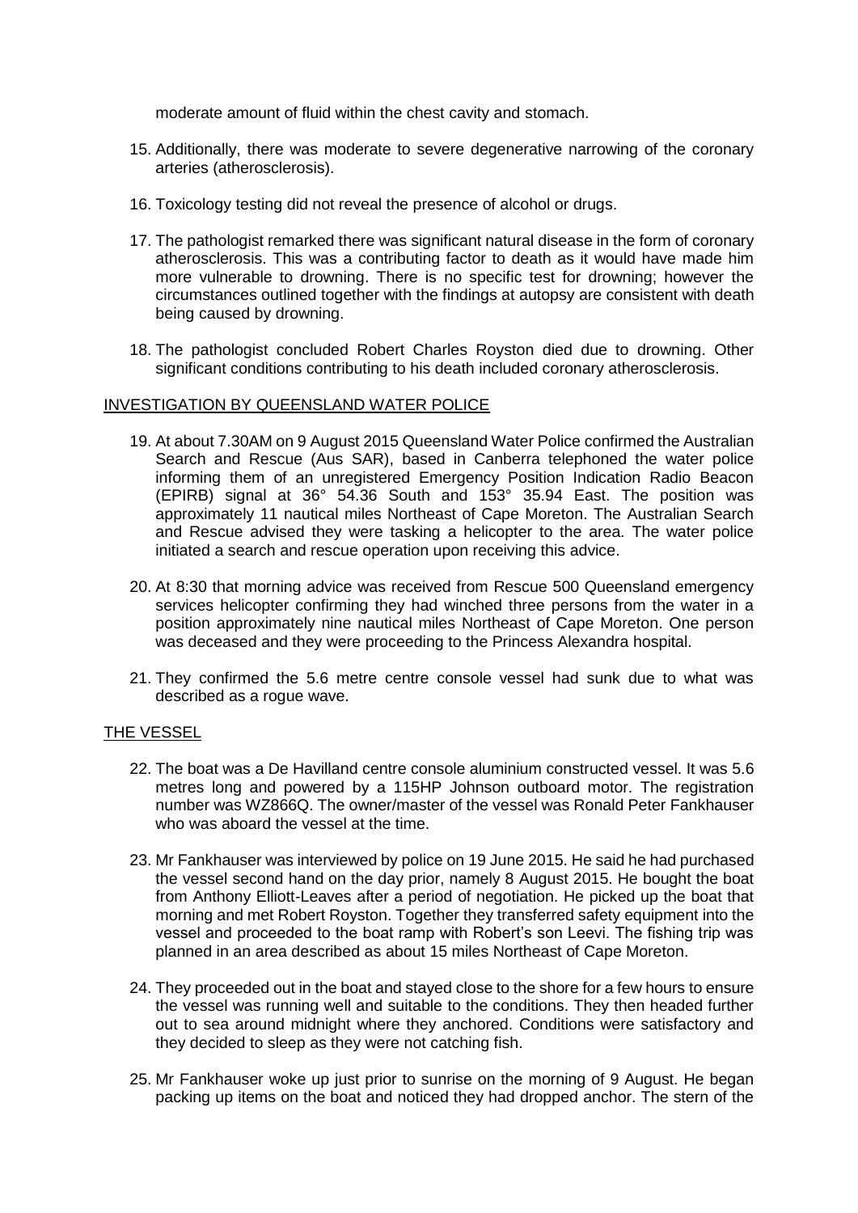moderate amount of fluid within the chest cavity and stomach.

15. Additionally, there was moderate to severe degenerative narrowing of the coronary arteries (atherosclerosis).

16. Toxicology testing did not reveal the presence of alcohol or drugs.

17. The pathologist remarked there was significant natural disease in the form of coronary atherosclerosis. This was a contributing factor to death as it would have made him more vulnerable to drowning. There is no specific test for drowning; however the circumstances outlined together with the findings at autopsy are consistent with death being caused by drowning.

18. The pathologist concluded Robert Charles Royston died due to drowning. Other significant conditions contributing to his death included coronary atherosclerosis.

## INVESTIGATION BY QUEENSLAND WATER POLICE

19. At about 7.30AM on 9 August 2015 Queensland Water Police confirmed the Australian Search and Rescue (Aus SAR), based in Canberra telephoned the water police informing them of an unregistered Emergency Position Indication Radio Beacon (EPIRB) signal at 36° 54.36 South and 153° 35.94 East. The position was approximately 11 nautical miles Northeast of Cape Moreton. The Australian Search and Rescue advised they were tasking a helicopter to the area. The water police initiated a search and rescue operation upon receiving this advice.

20. At 8:30 that morning advice was received from Rescue 500 Queensland emergency services helicopter confirming they had winched three persons from the water in a position approximately nine nautical miles Northeast of Cape Moreton. One person was deceased and they were proceeding to the Princess Alexandra hospital.

21. They confirmed the 5.6 metre centre console vessel had sunk due to what was described as a rogue wave.

## THE VESSEL

22. The boat was a De Havilland centre console aluminium constructed vessel. It was 5.6 metres long and powered by a 115HP Johnson outboard motor. The registration number was WZ866Q. The owner/master of the vessel was Ronald Peter Fankhauser who was aboard the vessel at the time.

23. Mr Fankhauser was interviewed by police on 19 June 2015. He said he had purchased the vessel second hand on the day prior, namely 8 August 2015. He bought the boat from Anthony Elliott-Leaves after a period of negotiation. He picked up the boat that morning and met Robert Royston. Together they transferred safety equipment into the vessel and proceeded to the boat ramp with Robert's son Leevi. The fishing trip was planned in an area described as about 15 miles Northeast of Cape Moreton.

24. They proceeded out in the boat and stayed close to the shore for a few hours to ensure the vessel was running well and suitable to the conditions. They then headed further out to sea around midnight where they anchored. Conditions were satisfactory and they decided to sleep as they were not catching fish.

25. Mr Fankhauser woke up just prior to sunrise on the morning of 9 August. He began packing up items on the boat and noticed they had dropped anchor. The stern of the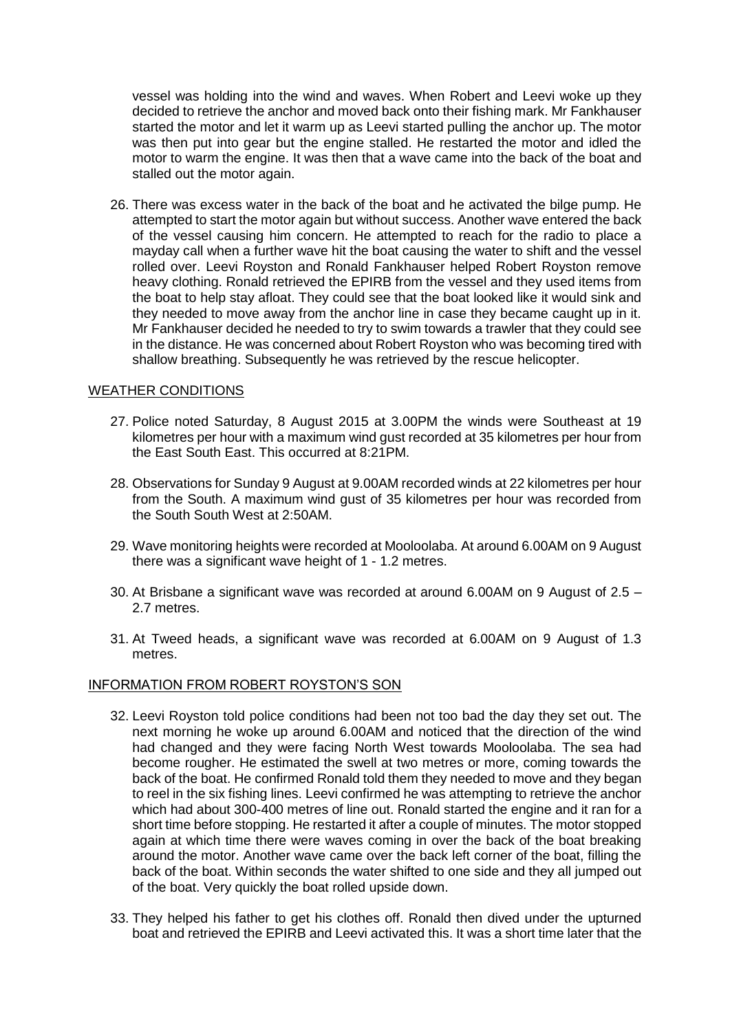vessel was holding into the wind and waves. When Robert and Leevi woke up they decided to retrieve the anchor and moved back onto their fishing mark. Mr Fankhauser started the motor and let it warm up as Leevi started pulling the anchor up. The motor was then put into gear but the engine stalled. He restarted the motor and idled the motor to warm the engine. It was then that a wave came into the back of the boat and stalled out the motor again.

26. There was excess water in the back of the boat and he activated the bilge pump. He attempted to start the motor again but without success. Another wave entered the back of the vessel causing him concern. He attempted to reach for the radio to place a mayday call when a further wave hit the boat causing the water to shift and the vessel rolled over. Leevi Royston and Ronald Fankhauser helped Robert Royston remove heavy clothing. Ronald retrieved the EPIRB from the vessel and they used items from the boat to help stay afloat. They could see that the boat looked like it would sink and they needed to move away from the anchor line in case they became caught up in it. Mr Fankhauser decided he needed to try to swim towards a trawler that they could see in the distance. He was concerned about Robert Royston who was becoming tired with shallow breathing. Subsequently he was retrieved by the rescue helicopter.

## WEATHER CONDITIONS

27. Police noted Saturday, 8 August 2015 at 3.00PM the winds were Southeast at 19 kilometres per hour with a maximum wind gust recorded at 35 kilometres per hour from the East South East. This occurred at 8:21PM.

28. Observations for Sunday 9 August at 9.00AM recorded winds at 22 kilometres per hour from the South. A maximum wind gust of 35 kilometres per hour was recorded from the South South West at 2:50AM.

29. Wave monitoring heights were recorded at Mooloolaba. At around 6.00AM on 9 August there was a significant wave height of 1 - 1.2 metres.

30. At Brisbane a significant wave was recorded at around 6.00AM on 9 August of 2.5 – 2.7 metres.

31. At Tweed heads, a significant wave was recorded at 6.00AM on 9 August of 1.3 metres.

## INFORMATION FROM ROBERT ROYSTON'S SON

32. Leevi Royston told police conditions had been not too bad the day they set out. The next morning he woke up around 6.00AM and noticed that the direction of the wind had changed and they were facing North West towards Mooloolaba. The sea had become rougher. He estimated the swell at two metres or more, coming towards the back of the boat. He confirmed Ronald told them they needed to move and they began to reel in the six fishing lines. Leevi confirmed he was attempting to retrieve the anchor which had about 300-400 metres of line out. Ronald started the engine and it ran for a short time before stopping. He restarted it after a couple of minutes. The motor stopped again at which time there were waves coming in over the back of the boat breaking around the motor. Another wave came over the back left corner of the boat, filling the back of the boat. Within seconds the water shifted to one side and they all jumped out of the boat. Very quickly the boat rolled upside down.

33. They helped his father to get his clothes off. Ronald then dived under the upturned boat and retrieved the EPIRB and Leevi activated this. It was a short time later that the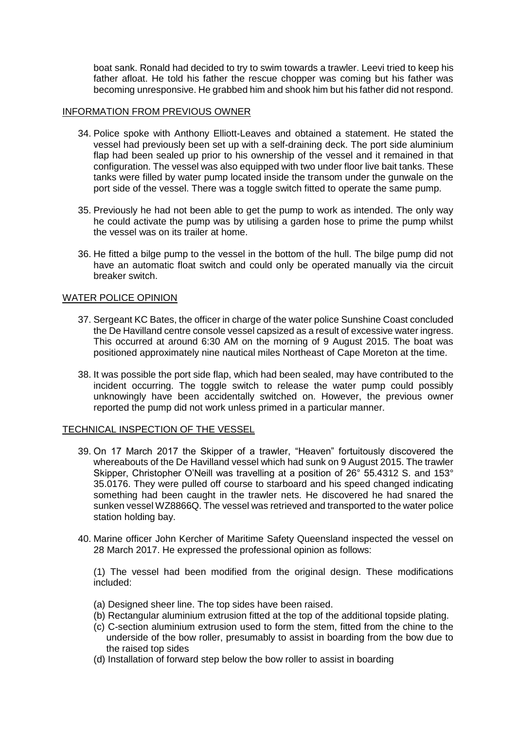boat sank. Ronald had decided to try to swim towards a trawler. Leevi tried to keep his father afloat. He told his father the rescue chopper was coming but his father was becoming unresponsive. He grabbed him and shook him but his father did not respond.

## INFORMATION FROM PREVIOUS OWNER

34. Police spoke with Anthony Elliott-Leaves and obtained a statement. He stated the vessel had previously been set up with a self-draining deck. The port side aluminium flap had been sealed up prior to his ownership of the vessel and it remained in that configuration. The vessel was also equipped with two under floor live bait tanks. These tanks were filled by water pump located inside the transom under the gunwale on the port side of the vessel. There was a toggle switch fitted to operate the same pump.

35. Previously he had not been able to get the pump to work as intended. The only way he could activate the pump was by utilising a garden hose to prime the pump whilst the vessel was on its trailer at home.

36. He fitted a bilge pump to the vessel in the bottom of the hull. The bilge pump did not have an automatic float switch and could only be operated manually via the circuit breaker switch.

## WATER POLICE OPINION

37. Sergeant KC Bates, the officer in charge of the water police Sunshine Coast concluded the De Havilland centre console vessel capsized as a result of excessive water ingress. This occurred at around 6:30 AM on the morning of 9 August 2015. The boat was positioned approximately nine nautical miles Northeast of Cape Moreton at the time.

38. It was possible the port side flap, which had been sealed, may have contributed to the incident occurring. The toggle switch to release the water pump could possibly unknowingly have been accidentally switched on. However, the previous owner reported the pump did not work unless primed in a particular manner.

## TECHNICAL INSPECTION OF THE VESSEL

39. On 17 March 2017 the Skipper of a trawler, "Heaven" fortuitously discovered the whereabouts of the De Havilland vessel which had sunk on 9 August 2015. The trawler Skipper, Christopher O'Neill was travelling at a position of 26° 55.4312 S. and 153° 35.0176. They were pulled off course to starboard and his speed changed indicating something had been caught in the trawler nets. He discovered he had snared the sunken vessel WZ8866Q. The vessel was retrieved and transported to the water police station holding bay.

40. Marine officer John Kercher of Maritime Safety Queensland inspected the vessel on 28 March 2017. He expressed the professional opinion as follows:

    (1) The vessel had been modified from the original design. These modifications included:

    (a) Designed sheer line. The top sides have been raised.
    (b) Rectangular aluminium extrusion fitted at the top of the additional topside plating.
    (c) C-section aluminium extrusion used to form the stem, fitted from the chine to the underside of the bow roller, presumably to assist in boarding from the bow due to the raised top sides
    (d) Installation of forward step below the bow roller to assist in boarding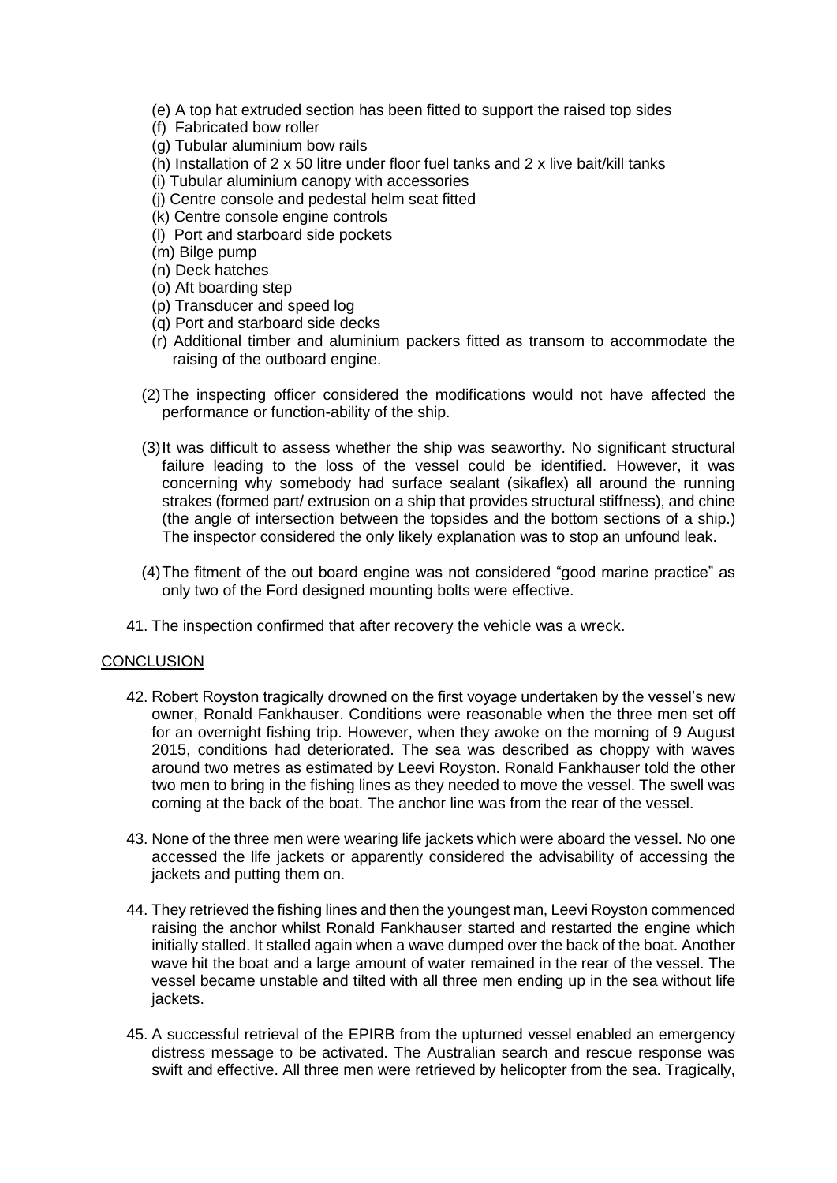(e) A top hat extruded section has been fitted to support the raised top sides
(f) Fabricated bow roller
(g) Tubular aluminium bow rails
(h) Installation of 2 x 50 litre under floor fuel tanks and 2 x live bait/kill tanks
(i) Tubular aluminium canopy with accessories
(j) Centre console and pedestal helm seat fitted
(k) Centre console engine controls
(l) Port and starboard side pockets
(m) Bilge pump
(n) Deck hatches
(o) Aft boarding step
(p) Transducer and speed log
(q) Port and starboard side decks
(r) Additional timber and aluminium packers fitted as transom to accommodate the raising of the outboard engine.

(2) The inspecting officer considered the modifications would not have affected the performance or function-ability of the ship.

(3) It was difficult to assess whether the ship was seaworthy. No significant structural failure leading to the loss of the vessel could be identified. However, it was concerning why somebody had surface sealant (sikaflex) all around the running strakes (formed part/ extrusion on a ship that provides structural stiffness), and chine (the angle of intersection between the topsides and the bottom sections of a ship.) The inspector considered the only likely explanation was to stop an unfound leak.

(4) The fitment of the out board engine was not considered "good marine practice" as only two of the Ford designed mounting bolts were effective.

41. The inspection confirmed that after recovery the vehicle was a wreck.

## CONCLUSION

42. Robert Royston tragically drowned on the first voyage undertaken by the vessel's new owner, Ronald Fankhauser. Conditions were reasonable when the three men set off for an overnight fishing trip. However, when they awoke on the morning of 9 August 2015, conditions had deteriorated. The sea was described as choppy with waves around two metres as estimated by Leevi Royston. Ronald Fankhauser told the other two men to bring in the fishing lines as they needed to move the vessel. The swell was coming at the back of the boat. The anchor line was from the rear of the vessel.

43. None of the three men were wearing life jackets which were aboard the vessel. No one accessed the life jackets or apparently considered the advisability of accessing the jackets and putting them on.

44. They retrieved the fishing lines and then the youngest man, Leevi Royston commenced raising the anchor whilst Ronald Fankhauser started and restarted the engine which initially stalled. It stalled again when a wave dumped over the back of the boat. Another wave hit the boat and a large amount of water remained in the rear of the vessel. The vessel became unstable and tilted with all three men ending up in the sea without life jackets.

45. A successful retrieval of the EPIRB from the upturned vessel enabled an emergency distress message to be activated. The Australian search and rescue response was swift and effective. All three men were retrieved by helicopter from the sea. Tragically,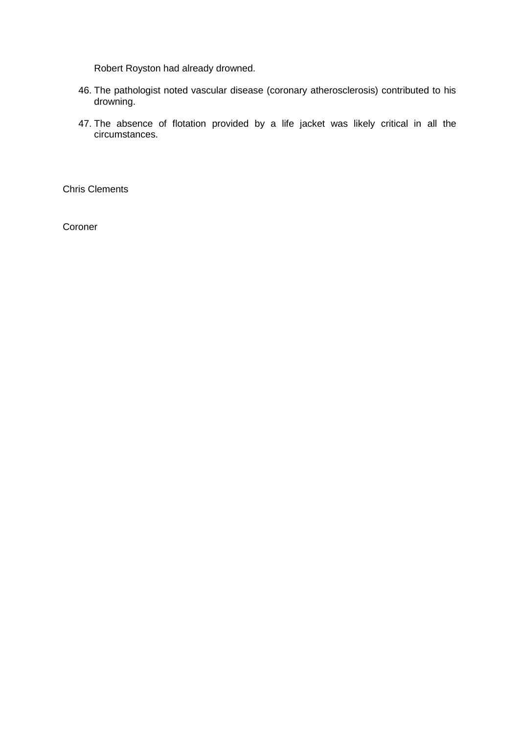Robert Royston had already drowned.

46. The pathologist noted vascular disease (coronary atherosclerosis) contributed to his drowning.

47. The absence of flotation provided by a life jacket was likely critical in all the circumstances.

Chris Clements

Coroner